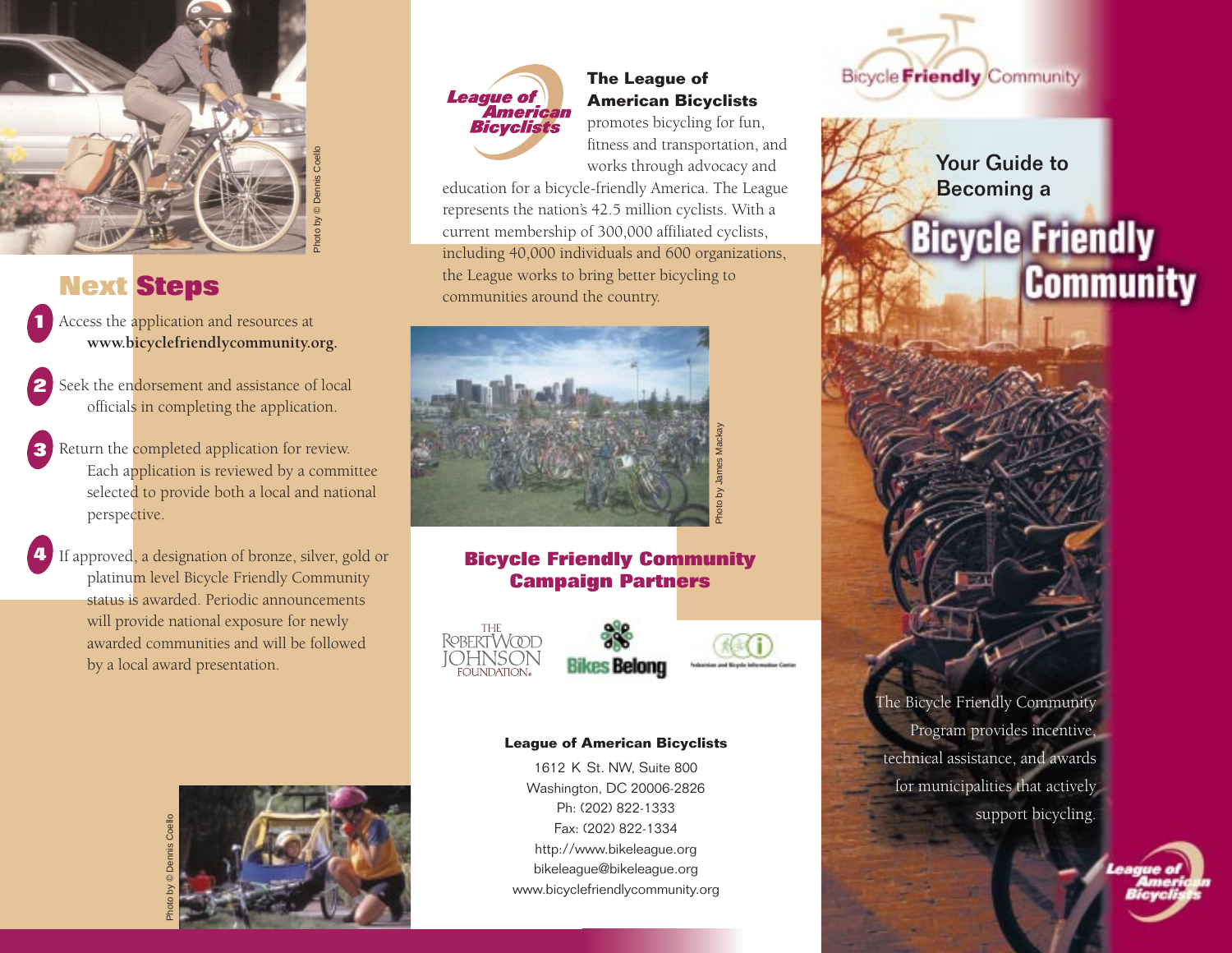## Next Steps

1. Access the application and resources at **www.bicyclefriendlycommunity.org.**
2. Seek the endorsement and assistance of local officials in completing the application.
3. Return the completed application for review. Each application is reviewed by a committee selected to provide both a local and national perspective.
4. If approved, a designation of bronze, silver, gold or platinum level Bicycle Friendly Community status is awarded. Periodic announcements will provide national exposure for newly awarded communities and will be followed by a local award presentation.

Photo by © Dennis Coello

Photo by © Dennis Coello

**The League of American Bicyclists** promotes bicycling for fun, fitness and transportation, and works through advocacy and education for a bicycle-friendly America. The League represents the nation's 42.5 million cyclists. With a current membership of 300,000 affiliated cyclists, including 40,000 individuals and 600 organizations, the League works to bring better bicycling to communities around the country.

Photo by James Mackay

## Bicycle Friendly Community Campaign Partners

The Robert Wood Johnson Foundation

Bikes Belong

Pedestrian and Bicycle Information Center

**League of American Bicyclists**

1612 K St. NW, Suite 800
Washington, DC 20006-2826
Ph: (202) 822-1333
Fax: (202) 822-1334
http://www.bikeleague.org
bikeleague@bikeleague.org
www.bicyclefriendlycommunity.org

Bicycle **Friendly** Community

# Your Guide to Becoming a Bicycle Friendly Community

The Bicycle Friendly Community Program provides incentive, technical assistance, and awards for municipalities that actively support bicycling.

League of American Bicyclists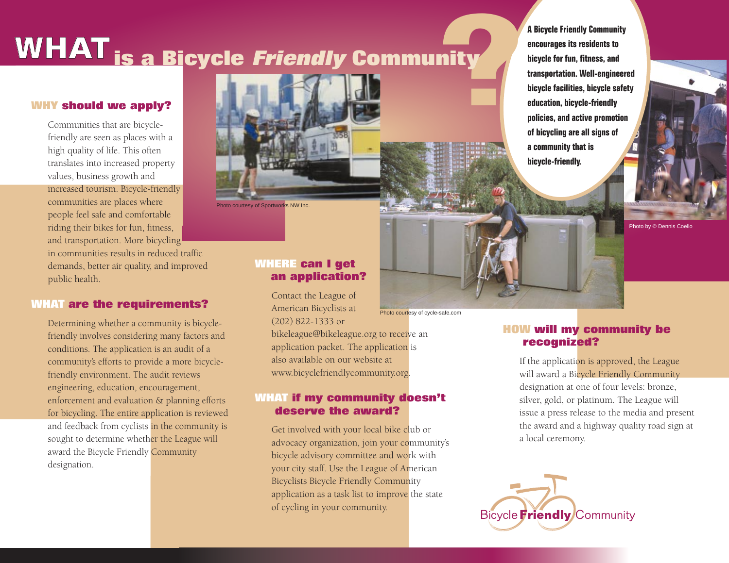# WHAT is a Bicycle *Friendly* Community?

**A Bicycle Friendly Community encourages its residents to bicycle for fun, fitness, and transportation. Well-engineered bicycle facilities, bicycle safety education, bicycle-friendly policies, and active promotion of bicycling are all signs of a community that is bicycle-friendly.**

## WHY should we apply?

Communities that are bicycle-friendly are seen as places with a high quality of life. This often translates into increased property values, business growth and increased tourism. Bicycle-friendly communities are places where people feel safe and comfortable riding their bikes for fun, fitness, and transportation. More bicycling in communities results in reduced traffic demands, better air quality, and improved public health.

## WHAT are the requirements?

Determining whether a community is bicycle-friendly involves considering many factors and conditions. The application is an audit of a community's efforts to provide a more bicycle-friendly environment. The audit reviews engineering, education, encouragement, enforcement and evaluation & planning efforts for bicycling. The entire application is reviewed and feedback from cyclists in the community is sought to determine whether the League will award the Bicycle Friendly Community designation.

Photo courtesy of Sportworks NW Inc.

## WHERE can I get an application?

Contact the League of American Bicyclists at (202) 822-1333 or bikeleague@bikeleague.org to receive an application packet. The application is also available on our website at www.bicyclefriendlycommunity.org.

Photo courtesy of cycle-safe.com

## WHAT if my community doesn't deserve the award?

Get involved with your local bike club or advocacy organization, join your community's bicycle advisory committee and work with your city staff. Use the League of American Bicyclists Bicycle Friendly Community application as a task list to improve the state of cycling in your community.

Photo by © Dennis Coello

## HOW will my community be recognized?

If the application is approved, the League will award a Bicycle Friendly Community designation at one of four levels: bronze, silver, gold, or platinum. The League will issue a press release to the media and present the award and a highway quality road sign at a local ceremony.

Bicycle **Friendly** Community